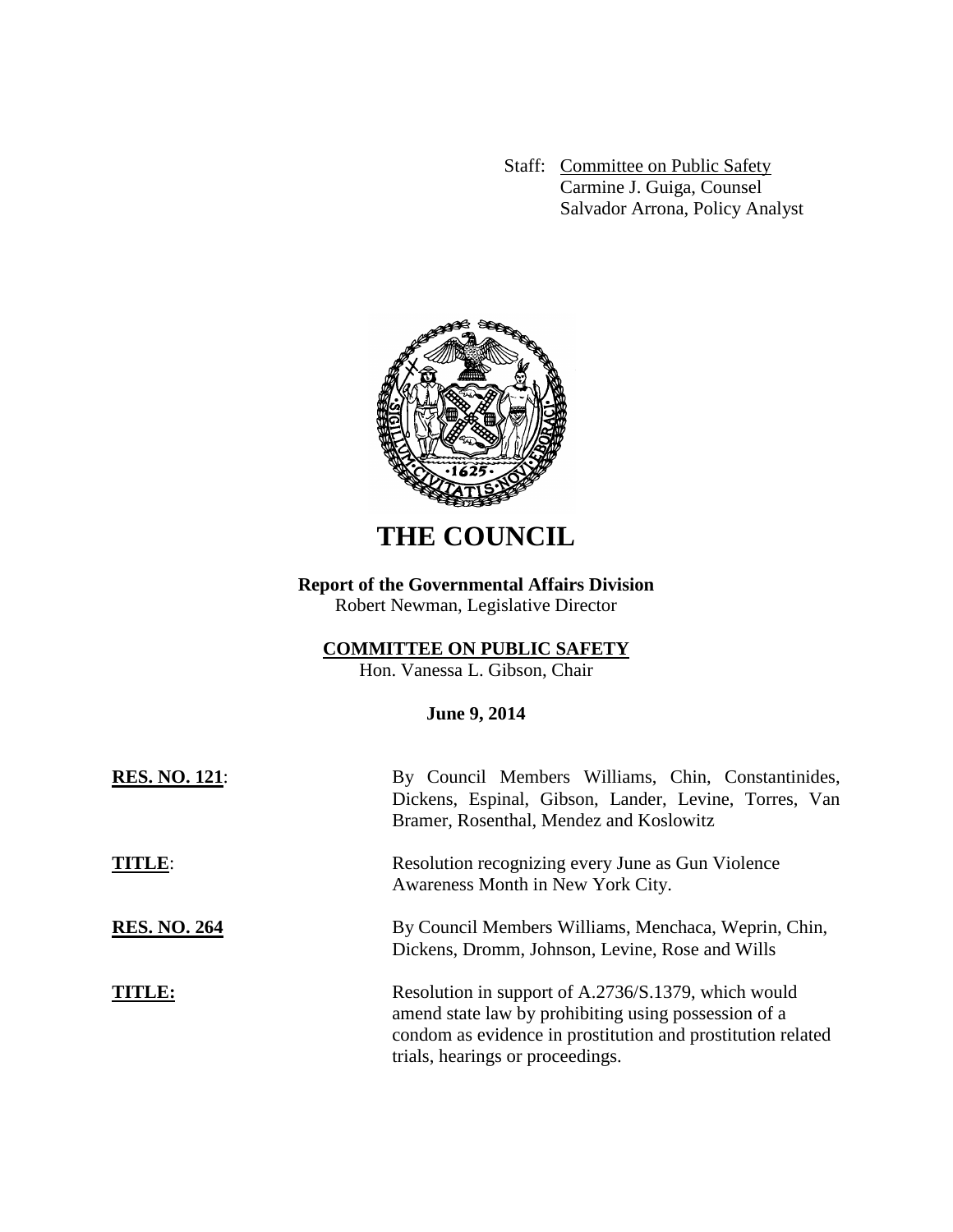Staff: Committee on Public Safety
Carmine J. Guiga, Counsel
Salvador Arrona, Policy Analyst

# THE COUNCIL

**Report of the Governmental Affairs Division**
Robert Newman, Legislative Director

**COMMITTEE ON PUBLIC SAFETY**
Hon. Vanessa L. Gibson, Chair

**June 9, 2014**

**RES. NO. 121**: By Council Members Williams, Chin, Constantinides, Dickens, Espinal, Gibson, Lander, Levine, Torres, Van Bramer, Rosenthal, Mendez and Koslowitz

**TITLE**: Resolution recognizing every June as Gun Violence Awareness Month in New York City.

**RES. NO. 264** By Council Members Williams, Menchaca, Weprin, Chin, Dickens, Dromm, Johnson, Levine, Rose and Wills

**TITLE:** Resolution in support of A.2736/S.1379, which would amend state law by prohibiting using possession of a condom as evidence in prostitution and prostitution related trials, hearings or proceedings.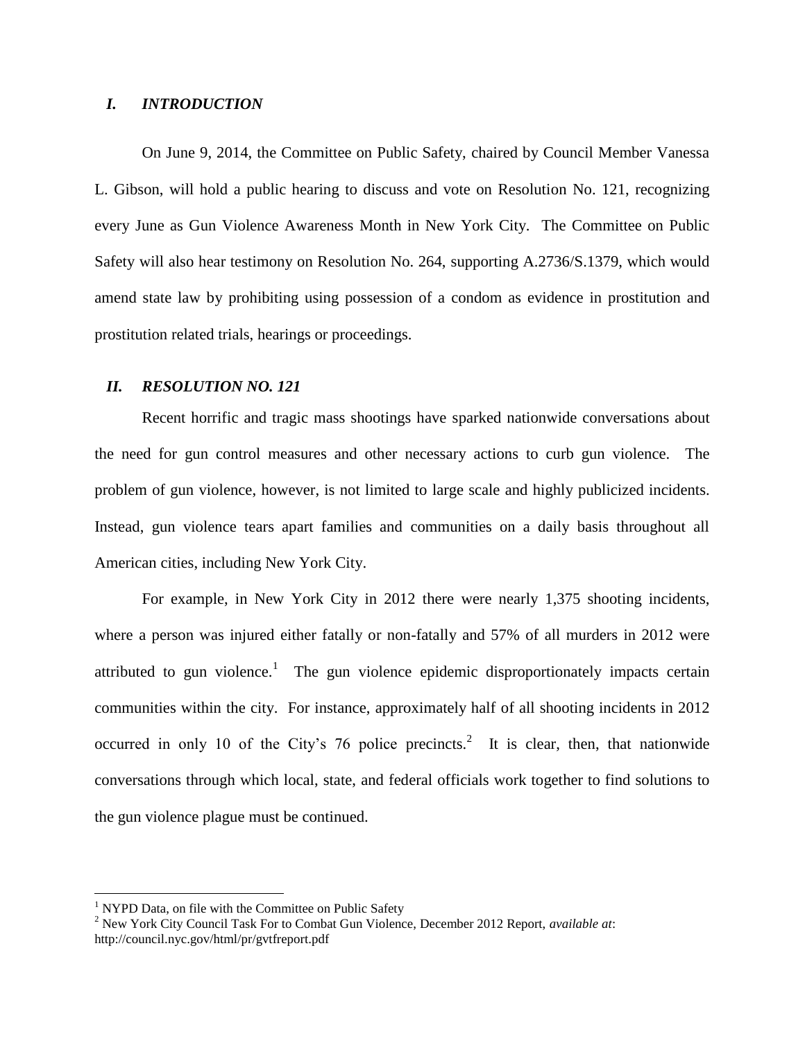## *I. INTRODUCTION*

On June 9, 2014, the Committee on Public Safety, chaired by Council Member Vanessa L. Gibson, will hold a public hearing to discuss and vote on Resolution No. 121, recognizing every June as Gun Violence Awareness Month in New York City. The Committee on Public Safety will also hear testimony on Resolution No. 264, supporting A.2736/S.1379, which would amend state law by prohibiting using possession of a condom as evidence in prostitution and prostitution related trials, hearings or proceedings.

## *II. RESOLUTION NO. 121*

Recent horrific and tragic mass shootings have sparked nationwide conversations about the need for gun control measures and other necessary actions to curb gun violence. The problem of gun violence, however, is not limited to large scale and highly publicized incidents. Instead, gun violence tears apart families and communities on a daily basis throughout all American cities, including New York City.

For example, in New York City in 2012 there were nearly 1,375 shooting incidents, where a person was injured either fatally or non-fatally and 57% of all murders in 2012 were attributed to gun violence.[1] The gun violence epidemic disproportionately impacts certain communities within the city. For instance, approximately half of all shooting incidents in 2012 occurred in only 10 of the City's 76 police precincts.[2] It is clear, then, that nationwide conversations through which local, state, and federal officials work together to find solutions to the gun violence plague must be continued.

---

[1] NYPD Data, on file with the Committee on Public Safety

[2] New York City Council Task For to Combat Gun Violence, December 2012 Report, *available at*: http://council.nyc.gov/html/pr/gvtfreport.pdf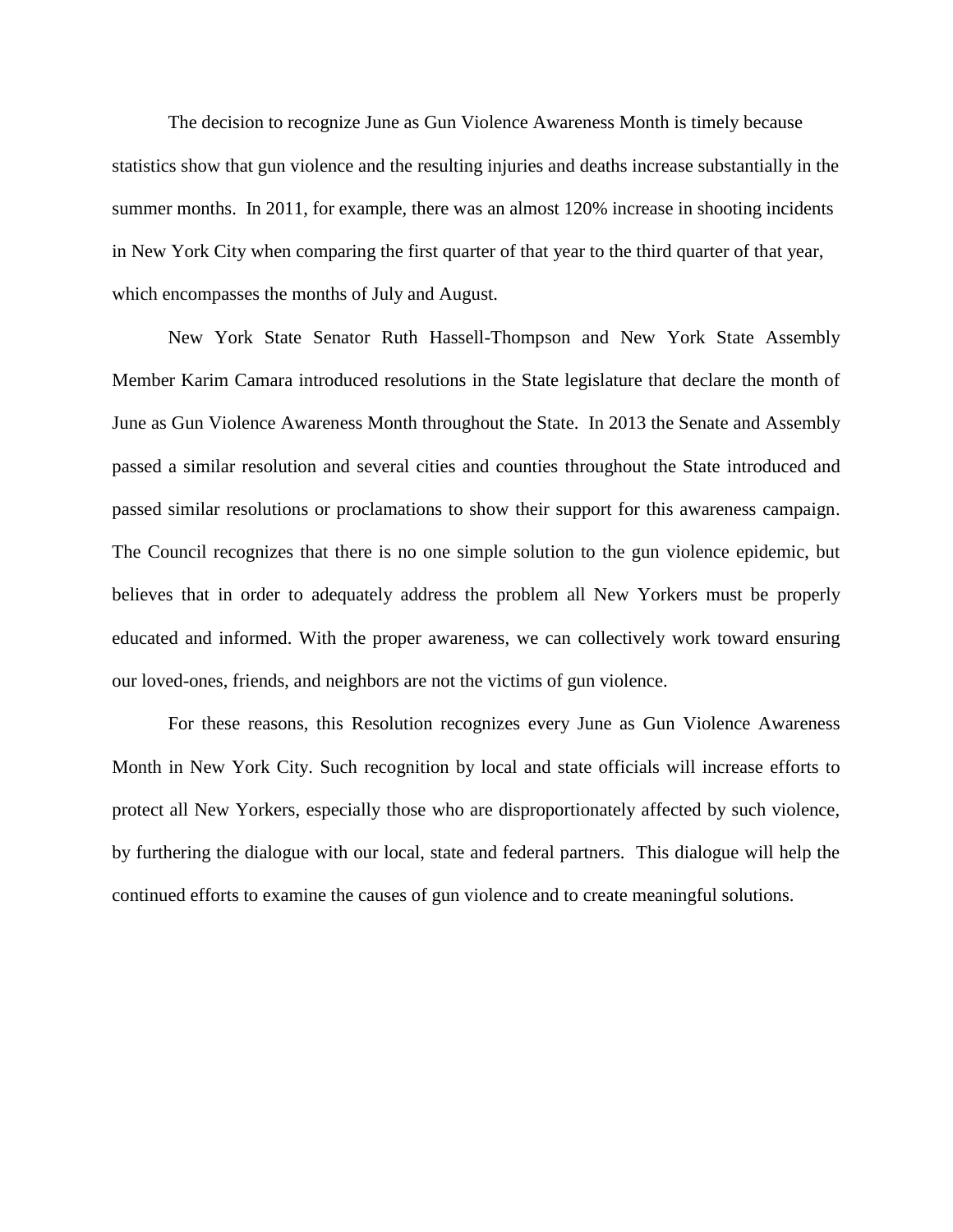The decision to recognize June as Gun Violence Awareness Month is timely because statistics show that gun violence and the resulting injuries and deaths increase substantially in the summer months. In 2011, for example, there was an almost 120% increase in shooting incidents in New York City when comparing the first quarter of that year to the third quarter of that year, which encompasses the months of July and August.

New York State Senator Ruth Hassell-Thompson and New York State Assembly Member Karim Camara introduced resolutions in the State legislature that declare the month of June as Gun Violence Awareness Month throughout the State. In 2013 the Senate and Assembly passed a similar resolution and several cities and counties throughout the State introduced and passed similar resolutions or proclamations to show their support for this awareness campaign. The Council recognizes that there is no one simple solution to the gun violence epidemic, but believes that in order to adequately address the problem all New Yorkers must be properly educated and informed. With the proper awareness, we can collectively work toward ensuring our loved-ones, friends, and neighbors are not the victims of gun violence.

For these reasons, this Resolution recognizes every June as Gun Violence Awareness Month in New York City. Such recognition by local and state officials will increase efforts to protect all New Yorkers, especially those who are disproportionately affected by such violence, by furthering the dialogue with our local, state and federal partners. This dialogue will help the continued efforts to examine the causes of gun violence and to create meaningful solutions.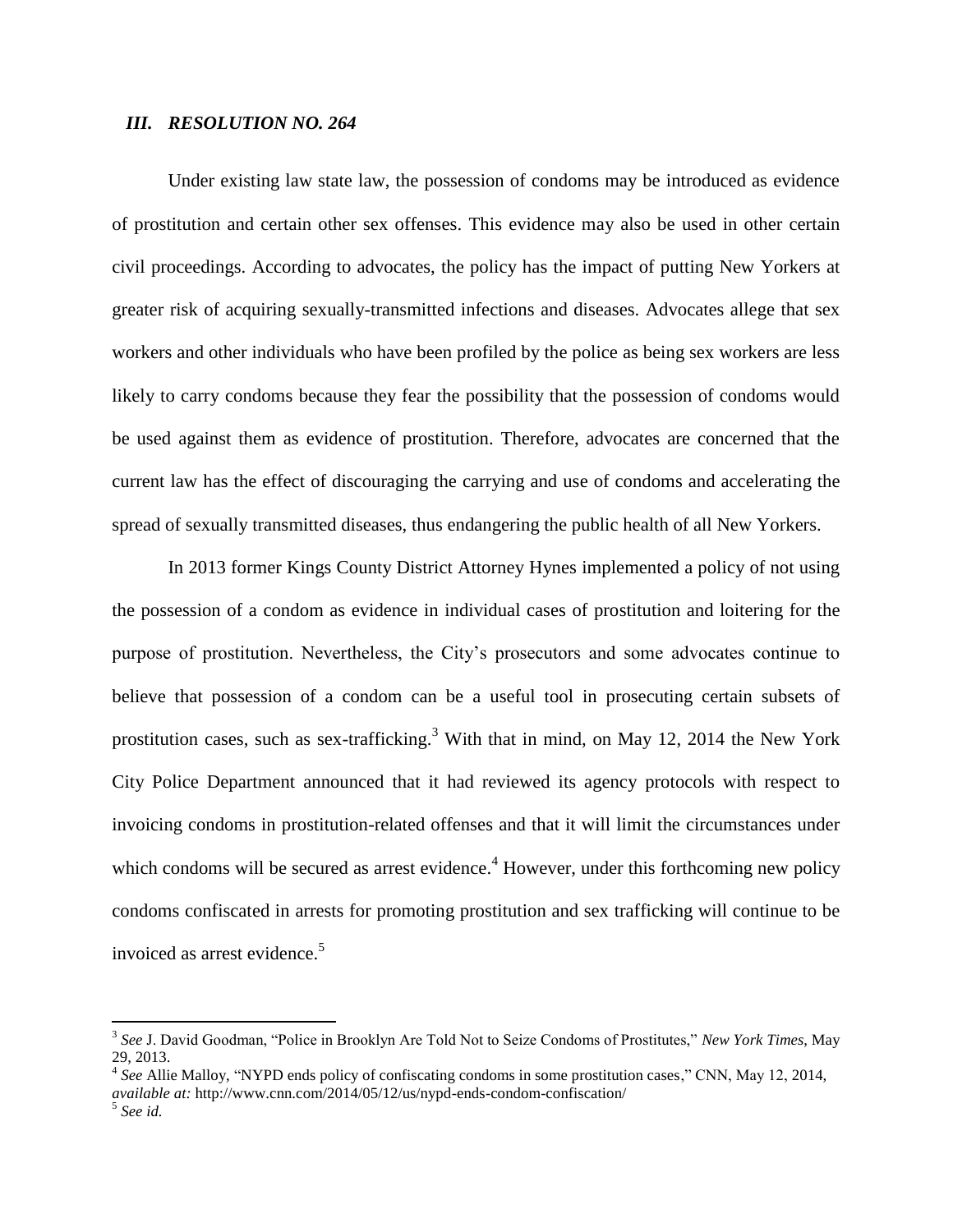### ***III. RESOLUTION NO. 264***

Under existing law state law, the possession of condoms may be introduced as evidence of prostitution and certain other sex offenses. This evidence may also be used in other certain civil proceedings. According to advocates, the policy has the impact of putting New Yorkers at greater risk of acquiring sexually-transmitted infections and diseases. Advocates allege that sex workers and other individuals who have been profiled by the police as being sex workers are less likely to carry condoms because they fear the possibility that the possession of condoms would be used against them as evidence of prostitution. Therefore, advocates are concerned that the current law has the effect of discouraging the carrying and use of condoms and accelerating the spread of sexually transmitted diseases, thus endangering the public health of all New Yorkers.

In 2013 former Kings County District Attorney Hynes implemented a policy of not using the possession of a condom as evidence in individual cases of prostitution and loitering for the purpose of prostitution. Nevertheless, the City's prosecutors and some advocates continue to believe that possession of a condom can be a useful tool in prosecuting certain subsets of prostitution cases, such as sex-trafficking.[3] With that in mind, on May 12, 2014 the New York City Police Department announced that it had reviewed its agency protocols with respect to invoicing condoms in prostitution-related offenses and that it will limit the circumstances under which condoms will be secured as arrest evidence.[4] However, under this forthcoming new policy condoms confiscated in arrests for promoting prostitution and sex trafficking will continue to be invoiced as arrest evidence.[5]

---

[3] *See* J. David Goodman, "Police in Brooklyn Are Told Not to Seize Condoms of Prostitutes," *New York Times*, May 29, 2013.

[4] *See* Allie Malloy, "NYPD ends policy of confiscating condoms in some prostitution cases," CNN, May 12, 2014, *available at:* http://www.cnn.com/2014/05/12/us/nypd-ends-condom-confiscation/

[5] *See id.*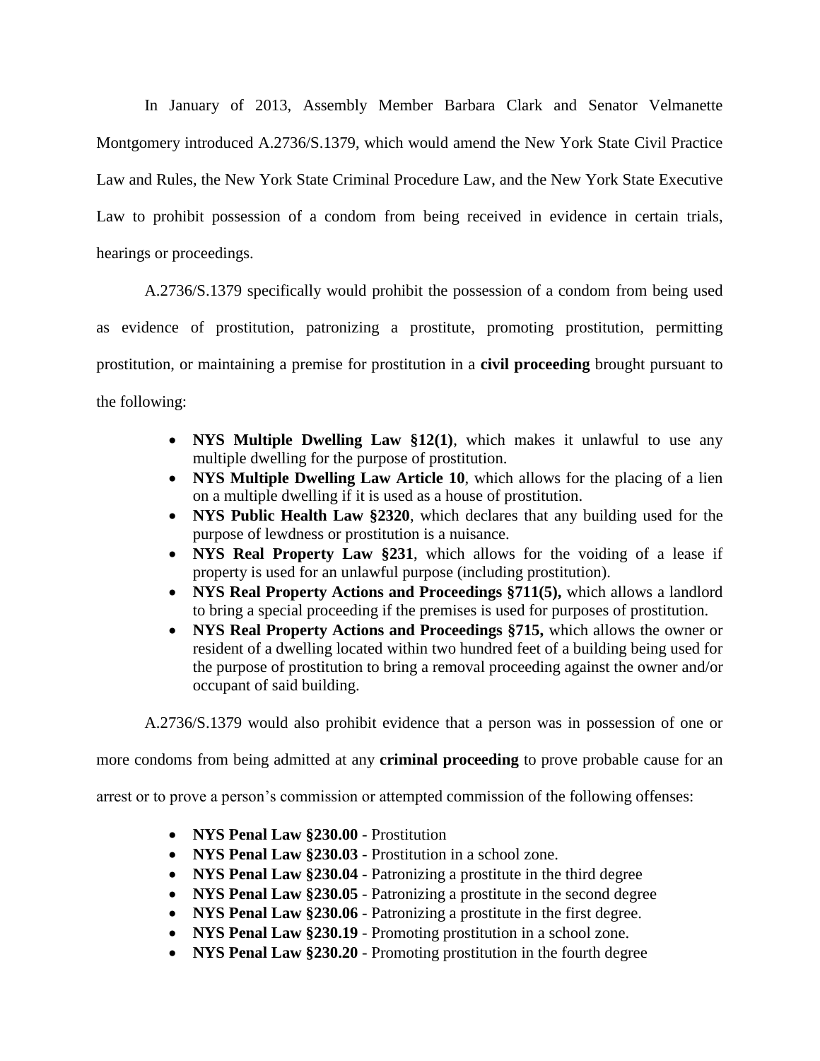In January of 2013, Assembly Member Barbara Clark and Senator Velmanette Montgomery introduced A.2736/S.1379, which would amend the New York State Civil Practice Law and Rules, the New York State Criminal Procedure Law, and the New York State Executive Law to prohibit possession of a condom from being received in evidence in certain trials, hearings or proceedings.

A.2736/S.1379 specifically would prohibit the possession of a condom from being used as evidence of prostitution, patronizing a prostitute, promoting prostitution, permitting prostitution, or maintaining a premise for prostitution in a **civil proceeding** brought pursuant to the following:

- **NYS Multiple Dwelling Law §12(1)**, which makes it unlawful to use any multiple dwelling for the purpose of prostitution.
- **NYS Multiple Dwelling Law Article 10**, which allows for the placing of a lien on a multiple dwelling if it is used as a house of prostitution.
- **NYS Public Health Law §2320**, which declares that any building used for the purpose of lewdness or prostitution is a nuisance.
- **NYS Real Property Law §231**, which allows for the voiding of a lease if property is used for an unlawful purpose (including prostitution).
- **NYS Real Property Actions and Proceedings §711(5),** which allows a landlord to bring a special proceeding if the premises is used for purposes of prostitution.
- **NYS Real Property Actions and Proceedings §715,** which allows the owner or resident of a dwelling located within two hundred feet of a building being used for the purpose of prostitution to bring a removal proceeding against the owner and/or occupant of said building.

A.2736/S.1379 would also prohibit evidence that a person was in possession of one or more condoms from being admitted at any **criminal proceeding** to prove probable cause for an arrest or to prove a person's commission or attempted commission of the following offenses:

- **NYS Penal Law §230.00** - Prostitution
- **NYS Penal Law §230.03** - Prostitution in a school zone.
- **NYS Penal Law §230.04** - Patronizing a prostitute in the third degree
- **NYS Penal Law §230.05** - Patronizing a prostitute in the second degree
- **NYS Penal Law §230.06** - Patronizing a prostitute in the first degree.
- **NYS Penal Law §230.19** - Promoting prostitution in a school zone.
- **NYS Penal Law §230.20** - Promoting prostitution in the fourth degree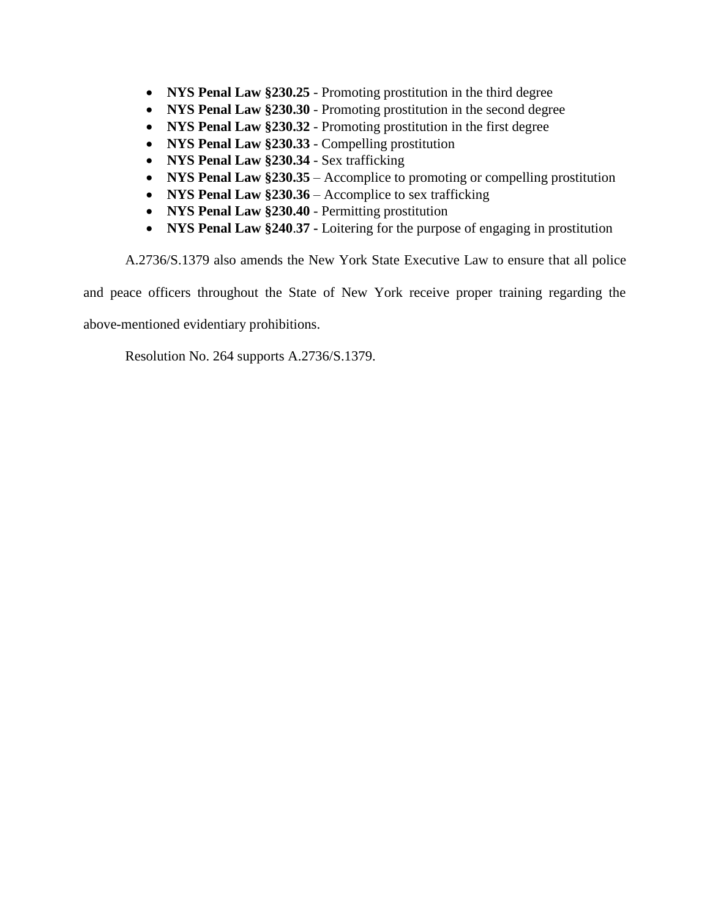- **NYS Penal Law §230.25** - Promoting prostitution in the third degree
- **NYS Penal Law §230.30** - Promoting prostitution in the second degree
- **NYS Penal Law §230.32** - Promoting prostitution in the first degree
- **NYS Penal Law §230.33** - Compelling prostitution
- **NYS Penal Law §230.34** - Sex trafficking
- **NYS Penal Law §230.35** – Accomplice to promoting or compelling prostitution
- **NYS Penal Law §230.36** – Accomplice to sex trafficking
- **NYS Penal Law §230.40** - Permitting prostitution
- **NYS Penal Law §240.37 -** Loitering for the purpose of engaging in prostitution

A.2736/S.1379 also amends the New York State Executive Law to ensure that all police and peace officers throughout the State of New York receive proper training regarding the above-mentioned evidentiary prohibitions.

Resolution No. 264 supports A.2736/S.1379.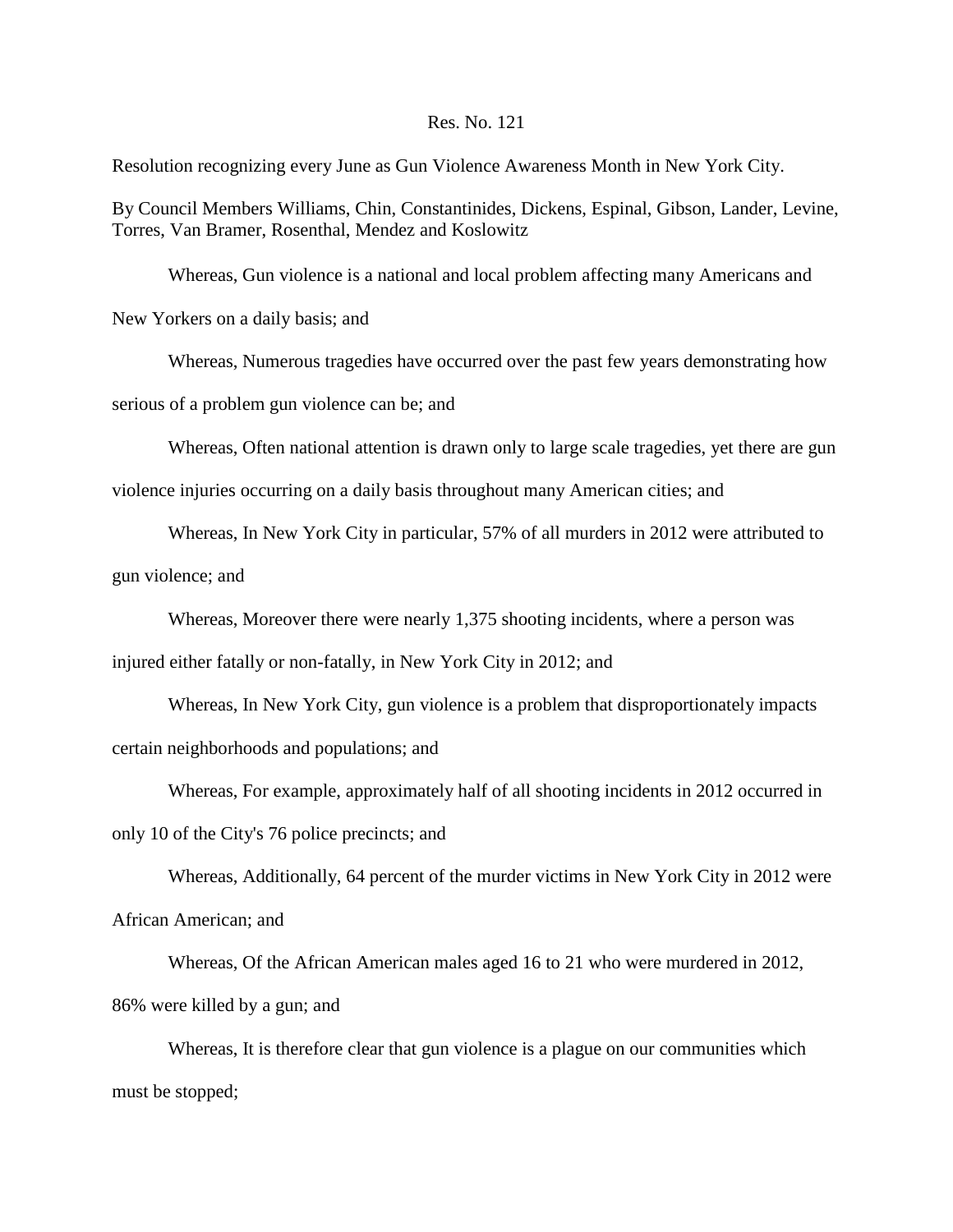Res. No. 121

Resolution recognizing every June as Gun Violence Awareness Month in New York City.

By Council Members Williams, Chin, Constantinides, Dickens, Espinal, Gibson, Lander, Levine, Torres, Van Bramer, Rosenthal, Mendez and Koslowitz

Whereas, Gun violence is a national and local problem affecting many Americans and New Yorkers on a daily basis; and

Whereas, Numerous tragedies have occurred over the past few years demonstrating how serious of a problem gun violence can be; and

Whereas, Often national attention is drawn only to large scale tragedies, yet there are gun violence injuries occurring on a daily basis throughout many American cities; and

Whereas, In New York City in particular, 57% of all murders in 2012 were attributed to gun violence; and

Whereas, Moreover there were nearly 1,375 shooting incidents, where a person was injured either fatally or non-fatally, in New York City in 2012; and

Whereas, In New York City, gun violence is a problem that disproportionately impacts certain neighborhoods and populations; and

Whereas, For example, approximately half of all shooting incidents in 2012 occurred in only 10 of the City's 76 police precincts; and

Whereas, Additionally, 64 percent of the murder victims in New York City in 2012 were African American; and

Whereas, Of the African American males aged 16 to 21 who were murdered in 2012, 86% were killed by a gun; and

Whereas, It is therefore clear that gun violence is a plague on our communities which must be stopped;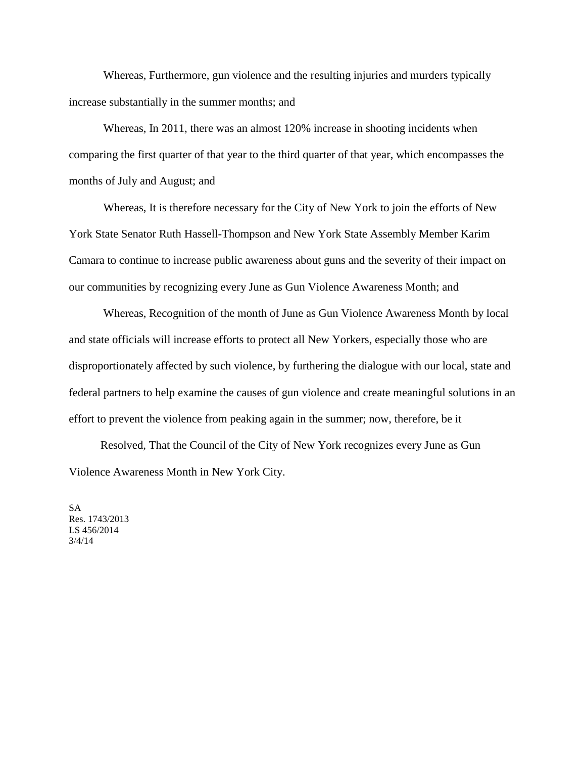Whereas, Furthermore, gun violence and the resulting injuries and murders typically increase substantially in the summer months; and

Whereas, In 2011, there was an almost 120% increase in shooting incidents when comparing the first quarter of that year to the third quarter of that year, which encompasses the months of July and August; and

Whereas, It is therefore necessary for the City of New York to join the efforts of New York State Senator Ruth Hassell-Thompson and New York State Assembly Member Karim Camara to continue to increase public awareness about guns and the severity of their impact on our communities by recognizing every June as Gun Violence Awareness Month; and

Whereas, Recognition of the month of June as Gun Violence Awareness Month by local and state officials will increase efforts to protect all New Yorkers, especially those who are disproportionately affected by such violence, by furthering the dialogue with our local, state and federal partners to help examine the causes of gun violence and create meaningful solutions in an effort to prevent the violence from peaking again in the summer; now, therefore, be it

Resolved, That the Council of the City of New York recognizes every June as Gun Violence Awareness Month in New York City.

SA
Res. 1743/2013
LS 456/2014
3/4/14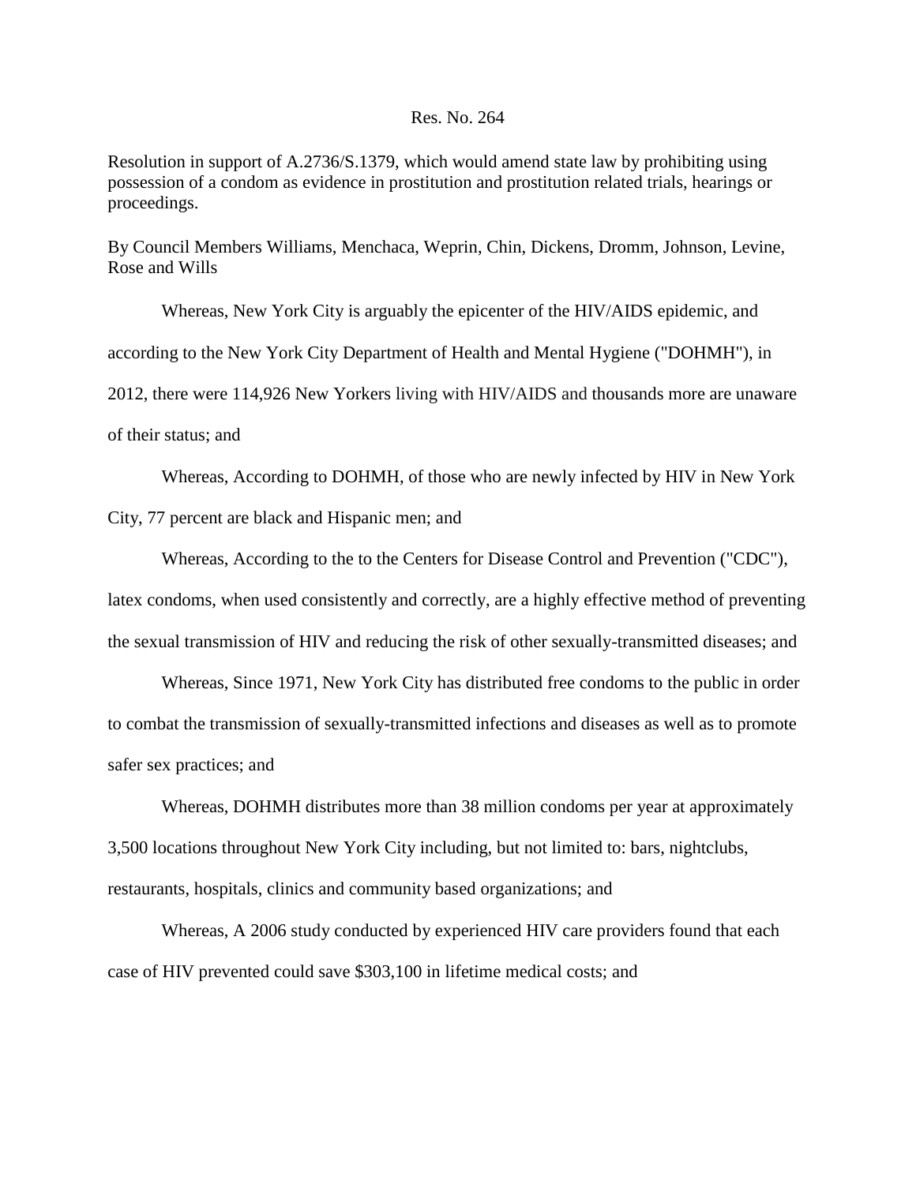Res. No. 264

Resolution in support of A.2736/S.1379, which would amend state law by prohibiting using possession of a condom as evidence in prostitution and prostitution related trials, hearings or proceedings.

By Council Members Williams, Menchaca, Weprin, Chin, Dickens, Dromm, Johnson, Levine, Rose and Wills

Whereas, New York City is arguably the epicenter of the HIV/AIDS epidemic, and according to the New York City Department of Health and Mental Hygiene ("DOHMH"), in 2012, there were 114,926 New Yorkers living with HIV/AIDS and thousands more are unaware of their status; and

Whereas, According to DOHMH, of those who are newly infected by HIV in New York City, 77 percent are black and Hispanic men; and

Whereas, According to the to the Centers for Disease Control and Prevention ("CDC"), latex condoms, when used consistently and correctly, are a highly effective method of preventing the sexual transmission of HIV and reducing the risk of other sexually-transmitted diseases; and

Whereas, Since 1971, New York City has distributed free condoms to the public in order to combat the transmission of sexually-transmitted infections and diseases as well as to promote safer sex practices; and

Whereas, DOHMH distributes more than 38 million condoms per year at approximately 3,500 locations throughout New York City including, but not limited to: bars, nightclubs, restaurants, hospitals, clinics and community based organizations; and

Whereas, A 2006 study conducted by experienced HIV care providers found that each case of HIV prevented could save $303,100 in lifetime medical costs; and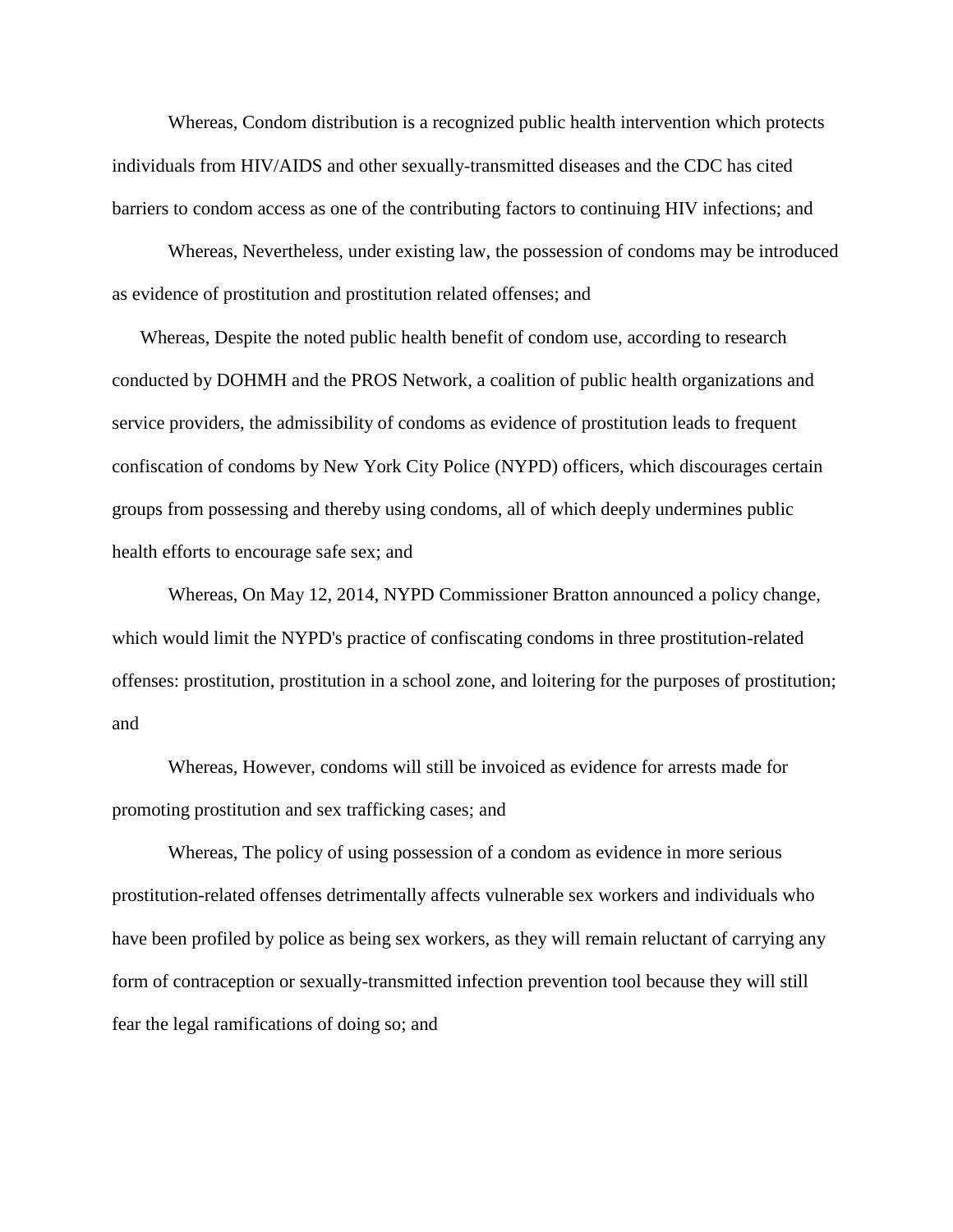Whereas, Condom distribution is a recognized public health intervention which protects individuals from HIV/AIDS and other sexually-transmitted diseases and the CDC has cited barriers to condom access as one of the contributing factors to continuing HIV infections; and

Whereas, Nevertheless, under existing law, the possession of condoms may be introduced as evidence of prostitution and prostitution related offenses; and

Whereas, Despite the noted public health benefit of condom use, according to research conducted by DOHMH and the PROS Network, a coalition of public health organizations and service providers, the admissibility of condoms as evidence of prostitution leads to frequent confiscation of condoms by New York City Police (NYPD) officers, which discourages certain groups from possessing and thereby using condoms, all of which deeply undermines public health efforts to encourage safe sex; and

Whereas, On May 12, 2014, NYPD Commissioner Bratton announced a policy change, which would limit the NYPD's practice of confiscating condoms in three prostitution-related offenses: prostitution, prostitution in a school zone, and loitering for the purposes of prostitution; and

Whereas, However, condoms will still be invoiced as evidence for arrests made for promoting prostitution and sex trafficking cases; and

Whereas, The policy of using possession of a condom as evidence in more serious prostitution-related offenses detrimentally affects vulnerable sex workers and individuals who have been profiled by police as being sex workers, as they will remain reluctant of carrying any form of contraception or sexually-transmitted infection prevention tool because they will still fear the legal ramifications of doing so; and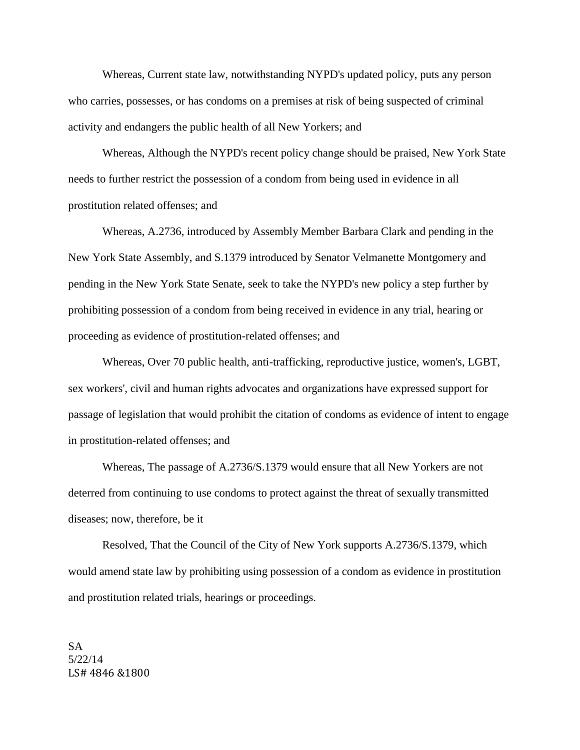Whereas, Current state law, notwithstanding NYPD's updated policy, puts any person who carries, possesses, or has condoms on a premises at risk of being suspected of criminal activity and endangers the public health of all New Yorkers; and

Whereas, Although the NYPD's recent policy change should be praised, New York State needs to further restrict the possession of a condom from being used in evidence in all prostitution related offenses; and

Whereas, A.2736, introduced by Assembly Member Barbara Clark and pending in the New York State Assembly, and S.1379 introduced by Senator Velmanette Montgomery and pending in the New York State Senate, seek to take the NYPD's new policy a step further by prohibiting possession of a condom from being received in evidence in any trial, hearing or proceeding as evidence of prostitution-related offenses; and

Whereas, Over 70 public health, anti-trafficking, reproductive justice, women's, LGBT, sex workers', civil and human rights advocates and organizations have expressed support for passage of legislation that would prohibit the citation of condoms as evidence of intent to engage in prostitution-related offenses; and

Whereas, The passage of A.2736/S.1379 would ensure that all New Yorkers are not deterred from continuing to use condoms to protect against the threat of sexually transmitted diseases; now, therefore, be it

Resolved, That the Council of the City of New York supports A.2736/S.1379, which would amend state law by prohibiting using possession of a condom as evidence in prostitution and prostitution related trials, hearings or proceedings.

SA
5/22/14
LS# 4846 &1800